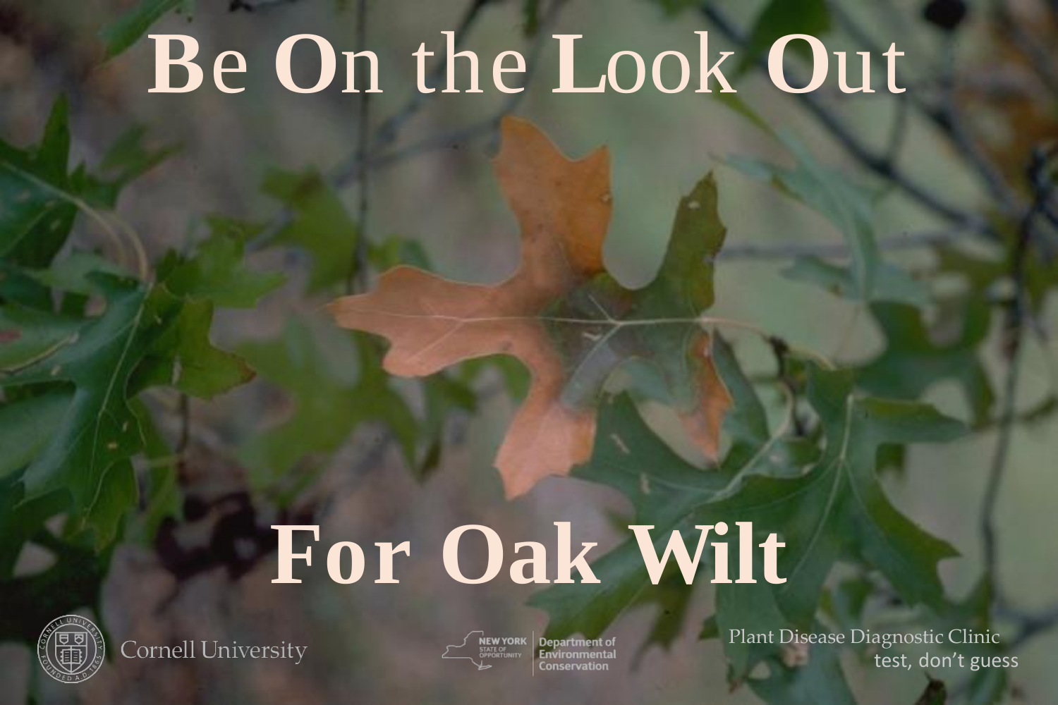# Be On the Look Out

# For Oak Wilt

Cornell University

New York State of Opportunity | Department of Environmental Conservation

Plant Disease Diagnostic Clinic
test, don't guess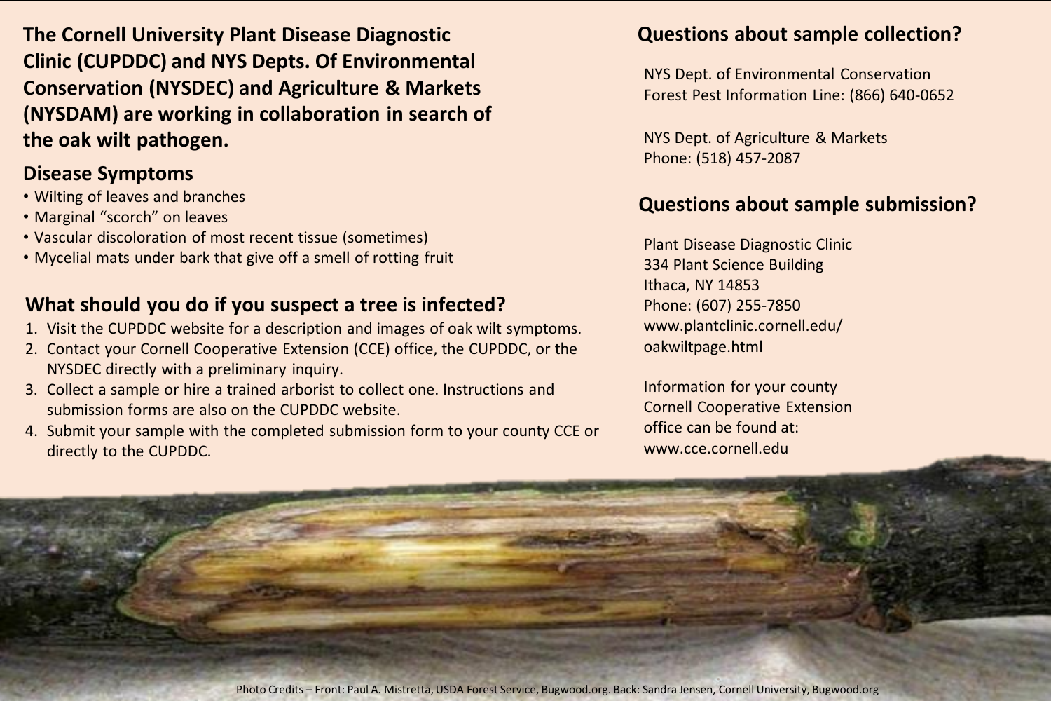**The Cornell University Plant Disease Diagnostic Clinic (CUPDDC) and NYS Depts. Of Environmental Conservation (NYSDEC) and Agriculture & Markets (NYSDAM) are working in collaboration in search of the oak wilt pathogen.**

## Disease Symptoms

- Wilting of leaves and branches
- Marginal "scorch" on leaves
- Vascular discoloration of most recent tissue (sometimes)
- Mycelial mats under bark that give off a smell of rotting fruit

## What should you do if you suspect a tree is infected?

1. Visit the CUPDDC website for a description and images of oak wilt symptoms.
2. Contact your Cornell Cooperative Extension (CCE) office, the CUPDDC, or the NYSDEC directly with a preliminary inquiry.
3. Collect a sample or hire a trained arborist to collect one. Instructions and submission forms are also on the CUPDDC website.
4. Submit your sample with the completed submission form to your county CCE or directly to the CUPDDC.

## Questions about sample collection?

NYS Dept. of Environmental Conservation
Forest Pest Information Line: (866) 640-0652

NYS Dept. of Agriculture & Markets
Phone: (518) 457-2087

## Questions about sample submission?

Plant Disease Diagnostic Clinic
334 Plant Science Building
Ithaca, NY 14853
Phone: (607) 255-7850
www.plantclinic.cornell.edu/oakwiltpage.html

Information for your county Cornell Cooperative Extension office can be found at:
www.cce.cornell.edu

Photo Credits – Front: Paul A. Mistretta, USDA Forest Service, Bugwood.org. Back: Sandra Jensen, Cornell University, Bugwood.org